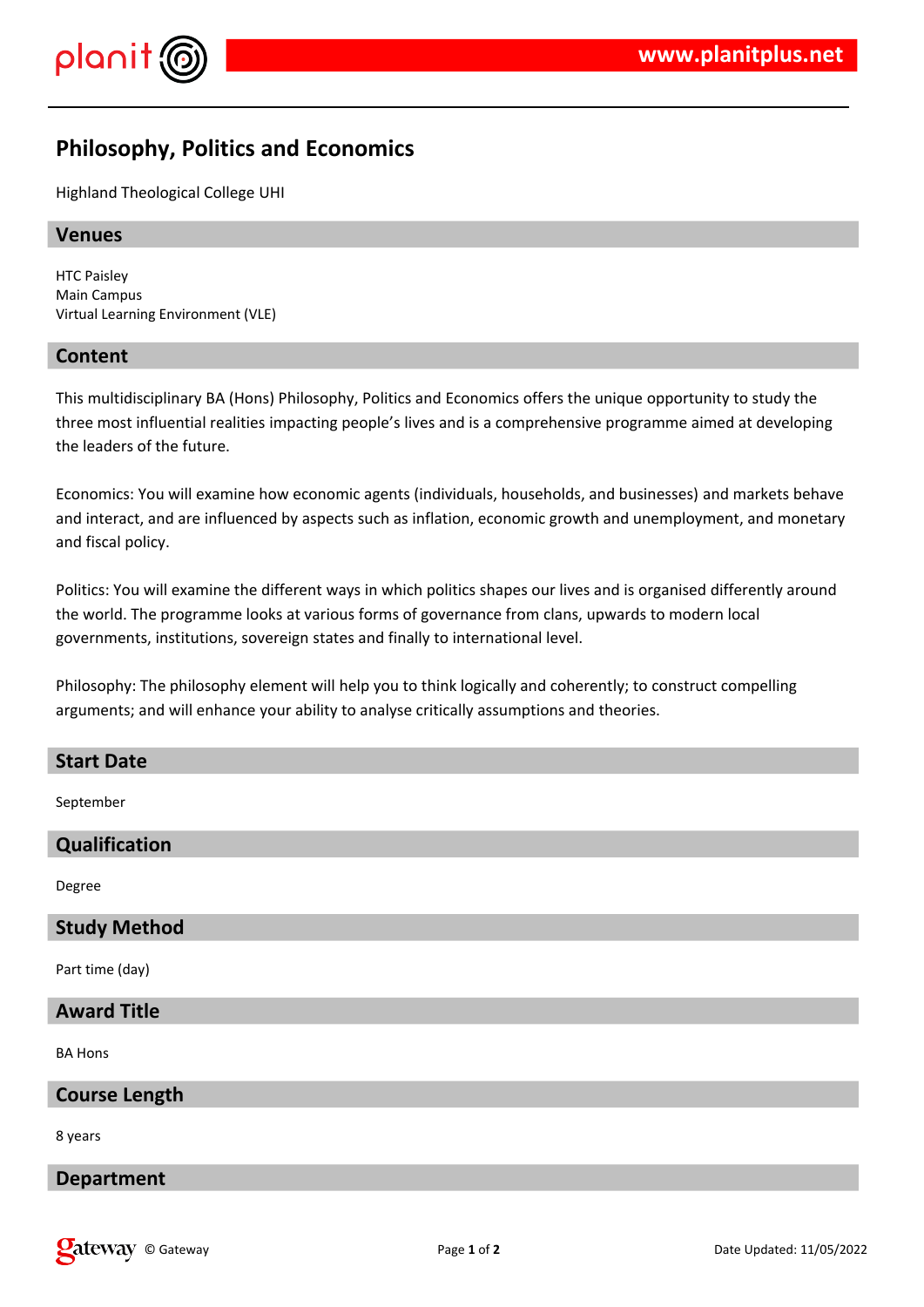# Philosophy, Politics and Economics

Highland Theological College UHI

## Venues

HTC Paisley
Main Campus
Virtual Learning Environment (VLE)

## Content

This multidisciplinary BA (Hons) Philosophy, Politics and Economics offers the unique opportunity to study the three most influential realities impacting people's lives and is a comprehensive programme aimed at developing the leaders of the future.

Economics: You will examine how economic agents (individuals, households, and businesses) and markets behave and interact, and are influenced by aspects such as inflation, economic growth and unemployment, and monetary and fiscal policy.

Politics: You will examine the different ways in which politics shapes our lives and is organised differently around the world. The programme looks at various forms of governance from clans, upwards to modern local governments, institutions, sovereign states and finally to international level.

Philosophy: The philosophy element will help you to think logically and coherently; to construct compelling arguments; and will enhance your ability to analyse critically assumptions and theories.

## Start Date

September

## Qualification

Degree

## Study Method

Part time (day)

## Award Title

BA Hons

## Course Length

8 years

## Department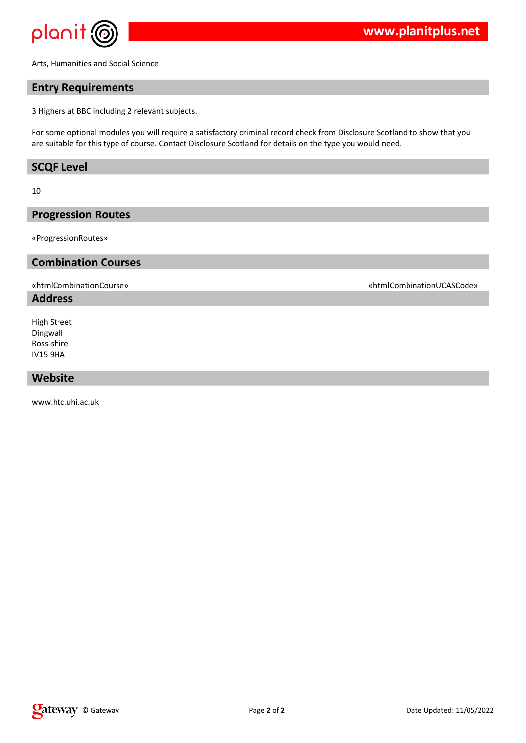Arts, Humanities and Social Science

## Entry Requirements

3 Highers at BBC including 2 relevant subjects.

For some optional modules you will require a satisfactory criminal record check from Disclosure Scotland to show that you are suitable for this type of course. Contact Disclosure Scotland for details on the type you would need.

## SCQF Level

10

## Progression Routes

«ProgressionRoutes»

## Combination Courses

«htmlCombinationCourse» «htmlCombinationUCASCode»

## Address

High Street
Dingwall
Ross-shire
IV15 9HA

## Website

www.htc.uhi.ac.uk